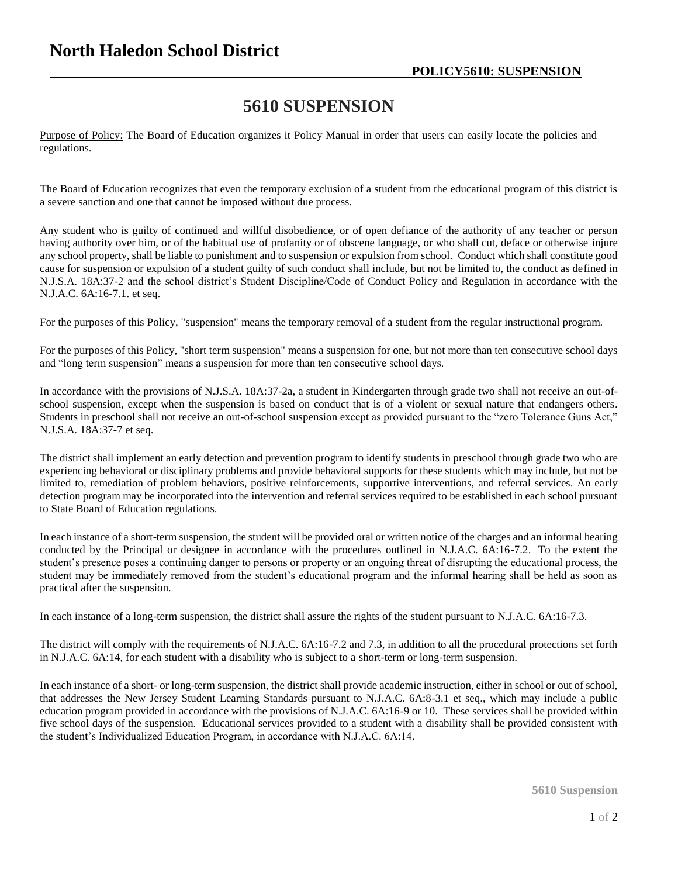# North Haledon School District

**POLICY5610: SUSPENSION**

## 5610 SUSPENSION

Purpose of Policy: The Board of Education organizes it Policy Manual in order that users can easily locate the policies and regulations.

The Board of Education recognizes that even the temporary exclusion of a student from the educational program of this district is a severe sanction and one that cannot be imposed without due process.

Any student who is guilty of continued and willful disobedience, or of open defiance of the authority of any teacher or person having authority over him, or of the habitual use of profanity or of obscene language, or who shall cut, deface or otherwise injure any school property, shall be liable to punishment and to suspension or expulsion from school. Conduct which shall constitute good cause for suspension or expulsion of a student guilty of such conduct shall include, but not be limited to, the conduct as defined in N.J.S.A. 18A:37-2 and the school district's Student Discipline/Code of Conduct Policy and Regulation in accordance with the N.J.A.C. 6A:16-7.1. et seq.

For the purposes of this Policy, "suspension" means the temporary removal of a student from the regular instructional program.

For the purposes of this Policy, "short term suspension" means a suspension for one, but not more than ten consecutive school days and "long term suspension" means a suspension for more than ten consecutive school days.

In accordance with the provisions of N.J.S.A. 18A:37-2a, a student in Kindergarten through grade two shall not receive an out-of-school suspension, except when the suspension is based on conduct that is of a violent or sexual nature that endangers others. Students in preschool shall not receive an out-of-school suspension except as provided pursuant to the "zero Tolerance Guns Act," N.J.S.A. 18A:37-7 et seq.

The district shall implement an early detection and prevention program to identify students in preschool through grade two who are experiencing behavioral or disciplinary problems and provide behavioral supports for these students which may include, but not be limited to, remediation of problem behaviors, positive reinforcements, supportive interventions, and referral services. An early detection program may be incorporated into the intervention and referral services required to be established in each school pursuant to State Board of Education regulations.

In each instance of a short-term suspension, the student will be provided oral or written notice of the charges and an informal hearing conducted by the Principal or designee in accordance with the procedures outlined in N.J.A.C. 6A:16-7.2. To the extent the student's presence poses a continuing danger to persons or property or an ongoing threat of disrupting the educational process, the student may be immediately removed from the student's educational program and the informal hearing shall be held as soon as practical after the suspension.

In each instance of a long-term suspension, the district shall assure the rights of the student pursuant to N.J.A.C. 6A:16-7.3.

The district will comply with the requirements of N.J.A.C. 6A:16-7.2 and 7.3, in addition to all the procedural protections set forth in N.J.A.C. 6A:14, for each student with a disability who is subject to a short-term or long-term suspension.

In each instance of a short- or long-term suspension, the district shall provide academic instruction, either in school or out of school, that addresses the New Jersey Student Learning Standards pursuant to N.J.A.C. 6A:8-3.1 et seq., which may include a public education program provided in accordance with the provisions of N.J.A.C. 6A:16-9 or 10. These services shall be provided within five school days of the suspension. Educational services provided to a student with a disability shall be provided consistent with the student's Individualized Education Program, in accordance with N.J.A.C. 6A:14.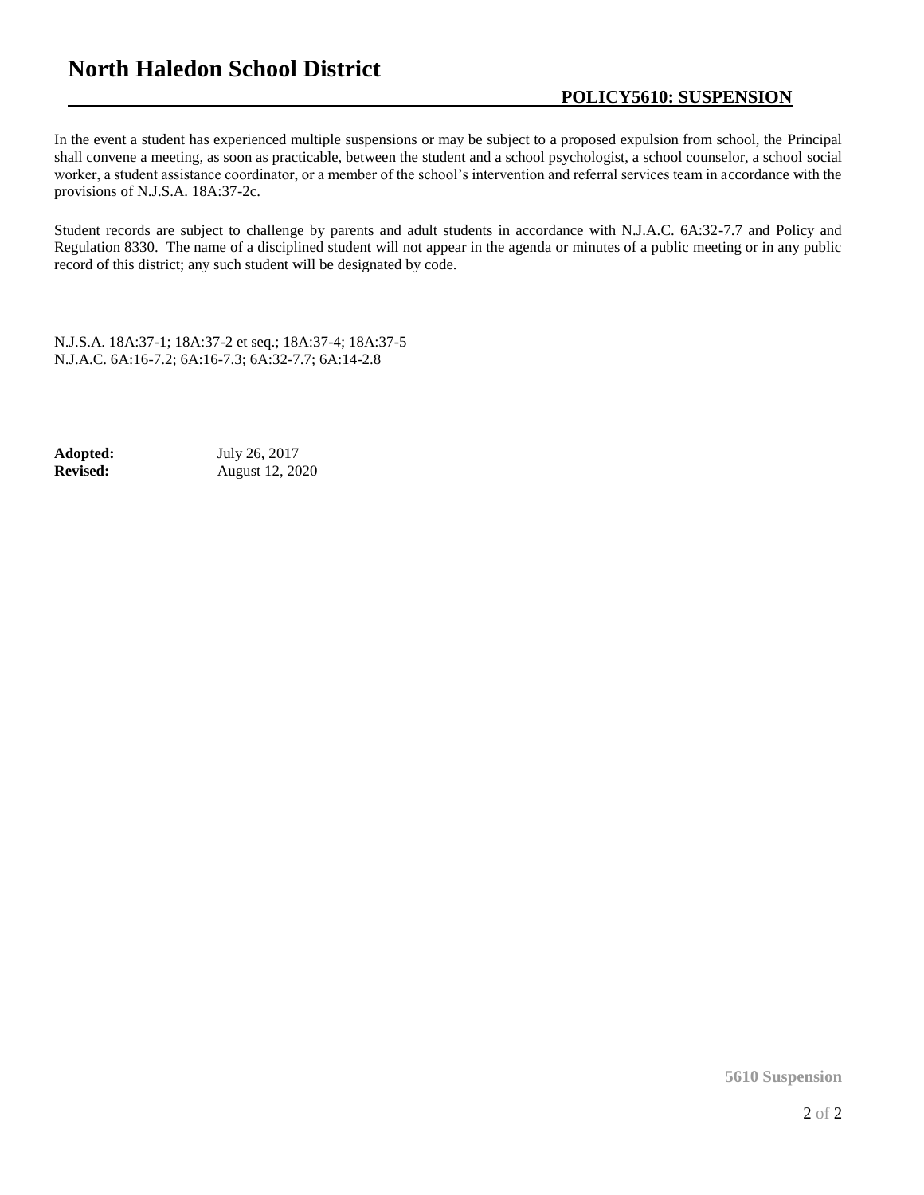In the event a student has experienced multiple suspensions or may be subject to a proposed expulsion from school, the Principal shall convene a meeting, as soon as practicable, between the student and a school psychologist, a school counselor, a school social worker, a student assistance coordinator, or a member of the school's intervention and referral services team in accordance with the provisions of N.J.S.A. 18A:37-2c.

Student records are subject to challenge by parents and adult students in accordance with N.J.A.C. 6A:32-7.7 and Policy and Regulation 8330. The name of a disciplined student will not appear in the agenda or minutes of a public meeting or in any public record of this district; any such student will be designated by code.

N.J.S.A. 18A:37-1; 18A:37-2 et seq.; 18A:37-4; 18A:37-5
N.J.A.C. 6A:16-7.2; 6A:16-7.3; 6A:32-7.7; 6A:14-2.8

**Adopted:** July 26, 2017
**Revised:** August 12, 2020